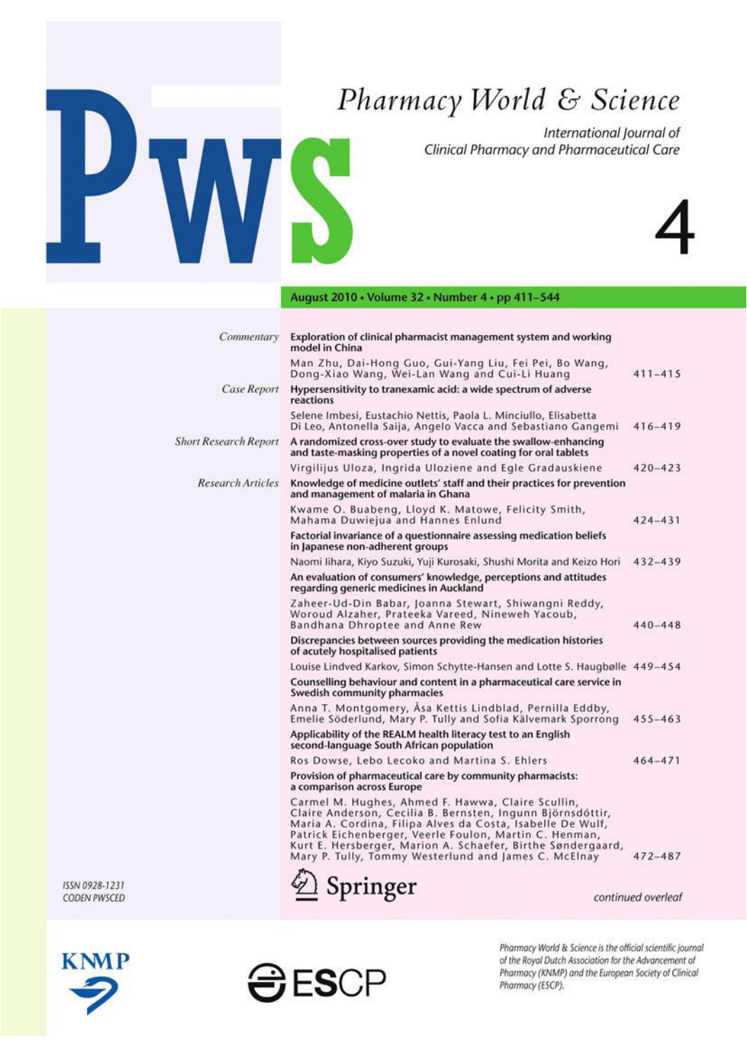# Pharmacy World & Science

International Journal of Clinical Pharmacy and Pharmaceutical Care

4

August 2010 • Volume 32 • Number 4 • pp 411–544

*Commentary*

**Exploration of clinical pharmacist management system and working model in China**
Man Zhu, Dai-Hong Guo, Gui-Yang Liu, Fei Pei, Bo Wang, Dong-Xiao Wang, Wei-Lan Wang and Cui-Li Huang — 411–415

*Case Report*

**Hypersensitivity to tranexamic acid: a wide spectrum of adverse reactions**
Selene Imbesi, Eustachio Nettis, Paola L. Minciullo, Elisabetta Di Leo, Antonella Saija, Angelo Vacca and Sebastiano Gangemi — 416–419

*Short Research Report*

**A randomized cross-over study to evaluate the swallow-enhancing and taste-masking properties of a novel coating for oral tablets**
Virgilijus Uloza, Ingrida Uloziene and Egle Gradauskiene — 420–423

*Research Articles*

**Knowledge of medicine outlets' staff and their practices for prevention and management of malaria in Ghana**
Kwame O. Buabeng, Lloyd K. Matowe, Felicity Smith, Mahama Duwiejua and Hannes Enlund — 424–431

**Factorial invariance of a questionnaire assessing medication beliefs in Japanese non-adherent groups**
Naomi Iihara, Kiyo Suzuki, Yuji Kurosaki, Shushi Morita and Keizo Hori — 432–439

**An evaluation of consumers' knowledge, perceptions and attitudes regarding generic medicines in Auckland**
Zaheer-Ud-Din Babar, Joanna Stewart, Shiwangni Reddy, Woroud Alzaher, Prateeka Vareed, Nineweh Yacoub, Bandhana Dhroptee and Anne Rew — 440–448

**Discrepancies between sources providing the medication histories of acutely hospitalised patients**
Louise Lindved Karkov, Simon Schytte-Hansen and Lotte S. Haugbølle — 449–454

**Counselling behaviour and content in a pharmaceutical care service in Swedish community pharmacies**
Anna T. Montgomery, Åsa Kettis Lindblad, Pernilla Eddby, Emelie Söderlund, Mary P. Tully and Sofia Kälvemark Sporrong — 455–463

**Applicability of the REALM health literacy test to an English second-language South African population**
Ros Dowse, Lebo Lecoko and Martina S. Ehlers — 464–471

**Provision of pharmaceutical care by community pharmacists: a comparison across Europe**
Carmel M. Hughes, Ahmed F. Hawwa, Claire Scullin, Claire Anderson, Cecilia B. Bernsten, Ingunn Björnsdóttir, Maria A. Cordina, Filipa Alves da Costa, Isabelle De Wulf, Patrick Eichenberger, Veerle Foulon, Martin C. Henman, Kurt E. Hersberger, Marion A. Schaefer, Birthe Søndergaard, Mary P. Tully, Tommy Westerlund and James C. McElnay — 472–487

ISSN 0928-1231
CODEN PWSCED

Springer

*continued overleaf*

KNMP

ESCP

*Pharmacy World & Science is the official scientific journal of the Royal Dutch Association for the Advancement of Pharmacy (KNMP) and the European Society of Clinical Pharmacy (ESCP).*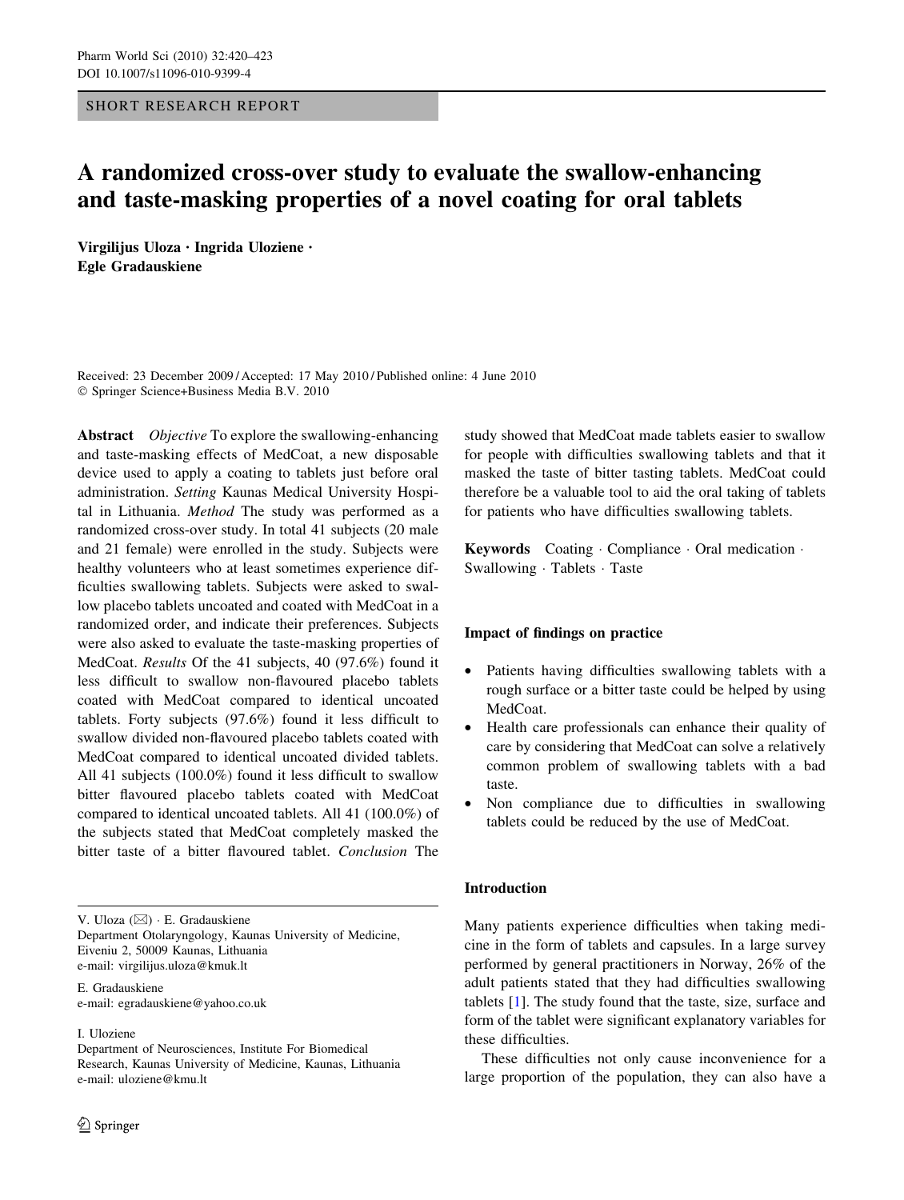SHORT RESEARCH REPORT

# A randomized cross-over study to evaluate the swallow-enhancing and taste-masking properties of a novel coating for oral tablets

**Virgilijus Uloza · Ingrida Uloziene · Egle Gradauskiene**

Received: 23 December 2009 / Accepted: 17 May 2010 / Published online: 4 June 2010
© Springer Science+Business Media B.V. 2010

**Abstract** *Objective* To explore the swallowing-enhancing and taste-masking effects of MedCoat, a new disposable device used to apply a coating to tablets just before oral administration. *Setting* Kaunas Medical University Hospital in Lithuania. *Method* The study was performed as a randomized cross-over study. In total 41 subjects (20 male and 21 female) were enrolled in the study. Subjects were healthy volunteers who at least sometimes experience difficulties swallowing tablets. Subjects were asked to swallow placebo tablets uncoated and coated with MedCoat in a randomized order, and indicate their preferences. Subjects were also asked to evaluate the taste-masking properties of MedCoat. *Results* Of the 41 subjects, 40 (97.6%) found it less difficult to swallow non-flavoured placebo tablets coated with MedCoat compared to identical uncoated tablets. Forty subjects (97.6%) found it less difficult to swallow divided non-flavoured placebo tablets coated with MedCoat compared to identical uncoated divided tablets. All 41 subjects (100.0%) found it less difficult to swallow bitter flavoured placebo tablets coated with MedCoat compared to identical uncoated tablets. All 41 (100.0%) of the subjects stated that MedCoat completely masked the bitter taste of a bitter flavoured tablet. *Conclusion* The study showed that MedCoat made tablets easier to swallow for people with difficulties swallowing tablets and that it masked the taste of bitter tasting tablets. MedCoat could therefore be a valuable tool to aid the oral taking of tablets for patients who have difficulties swallowing tablets.

**Keywords** Coating · Compliance · Oral medication · Swallowing · Tablets · Taste

V. Uloza (✉) · E. Gradauskiene
Department Otolaryngology, Kaunas University of Medicine, Eiveniu 2, 50009 Kaunas, Lithuania
e-mail: virgilijus.uloza@kmuk.lt

E. Gradauskiene
e-mail: egradauskiene@yahoo.co.uk

I. Uloziene
Department of Neurosciences, Institute For Biomedical Research, Kaunas University of Medicine, Kaunas, Lithuania
e-mail: uloziene@kmu.lt

### Impact of findings on practice

- Patients having difficulties swallowing tablets with a rough surface or a bitter taste could be helped by using MedCoat.
- Health care professionals can enhance their quality of care by considering that MedCoat can solve a relatively common problem of swallowing tablets with a bad taste.
- Non compliance due to difficulties in swallowing tablets could be reduced by the use of MedCoat.

## Introduction

Many patients experience difficulties when taking medicine in the form of tablets and capsules. In a large survey performed by general practitioners in Norway, 26% of the adult patients stated that they had difficulties swallowing tablets [1]. The study found that the taste, size, surface and form of the tablet were significant explanatory variables for these difficulties.

These difficulties not only cause inconvenience for a large proportion of the population, they can also have a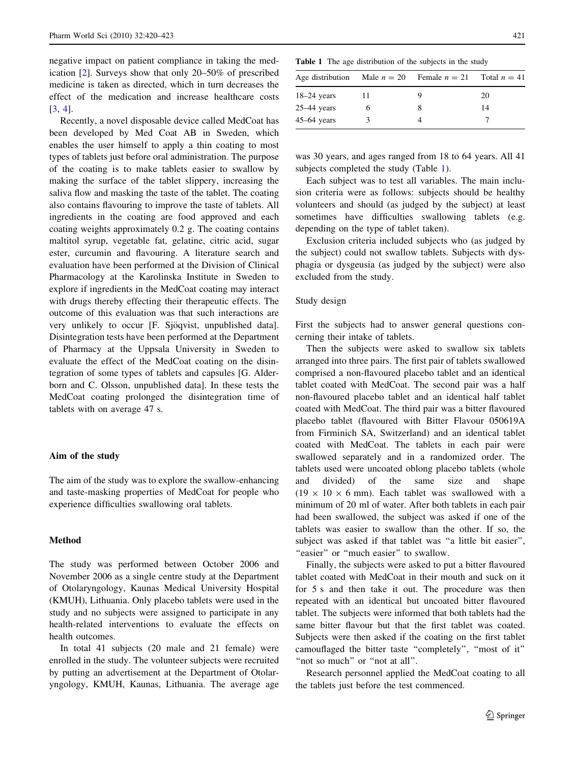negative impact on patient compliance in taking the medication [2]. Surveys show that only 20–50% of prescribed medicine is taken as directed, which in turn decreases the effect of the medication and increase healthcare costs [3, 4].

Recently, a novel disposable device called MedCoat has been developed by Med Coat AB in Sweden, which enables the user himself to apply a thin coating to most types of tablets just before oral administration. The purpose of the coating is to make tablets easier to swallow by making the surface of the tablet slippery, increasing the saliva flow and masking the taste of the tablet. The coating also contains flavouring to improve the taste of tablets. All ingredients in the coating are food approved and each coating weights approximately 0.2 g. The coating contains maltitol syrup, vegetable fat, gelatine, citric acid, sugar ester, curcumin and flavouring. A literature search and evaluation have been performed at the Division of Clinical Pharmacology at the Karolinska Institute in Sweden to explore if ingredients in the MedCoat coating may interact with drugs thereby effecting their therapeutic effects. The outcome of this evaluation was that such interactions are very unlikely to occur [F. Sjöqvist, unpublished data]. Disintegration tests have been performed at the Department of Pharmacy at the Uppsala University in Sweden to evaluate the effect of the MedCoat coating on the disintegration of some types of tablets and capsules [G. Alderborn and C. Olsson, unpublished data]. In these tests the MedCoat coating prolonged the disintegration time of tablets with on average 47 s.

## Aim of the study

The aim of the study was to explore the swallow-enhancing and taste-masking properties of MedCoat for people who experience difficulties swallowing oral tablets.

## Method

The study was performed between October 2006 and November 2006 as a single centre study at the Department of Otolaryngology, Kaunas Medical University Hospital (KMUH), Lithuania. Only placebo tablets were used in the study and no subjects were assigned to participate in any health-related interventions to evaluate the effects on health outcomes.

In total 41 subjects (20 male and 21 female) were enrolled in the study. The volunteer subjects were recruited by putting an advertisement at the Department of Otolaryngology, KMUH, Kaunas, Lithuania. The average age was 30 years, and ages ranged from 18 to 64 years. All 41 subjects completed the study (Table 1).

**Table 1** The age distribution of the subjects in the study

| Age distribution | Male $n = 20$ | Female $n = 21$ | Total $n = 41$ |
|---|---|---|---|
| 18–24 years | 11 | 9 | 20 |
| 25–44 years | 6 | 8 | 14 |
| 45–64 years | 3 | 4 | 7 |

Each subject was to test all variables. The main inclusion criteria were as follows: subjects should be healthy volunteers and should (as judged by the subject) at least sometimes have difficulties swallowing tablets (e.g. depending on the type of tablet taken).

Exclusion criteria included subjects who (as judged by the subject) could not swallow tablets. Subjects with dysphagia or dysgeusia (as judged by the subject) were also excluded from the study.

### Study design

First the subjects had to answer general questions concerning their intake of tablets.

Then the subjects were asked to swallow six tablets arranged into three pairs. The first pair of tablets swallowed comprised a non-flavoured placebo tablet and an identical tablet coated with MedCoat. The second pair was a half non-flavoured placebo tablet and an identical half tablet coated with MedCoat. The third pair was a bitter flavoured placebo tablet (flavoured with Bitter Flavour 050619A from Firminich SA, Switzerland) and an identical tablet coated with MedCoat. The tablets in each pair were swallowed separately and in a randomized order. The tablets used were uncoated oblong placebo tablets (whole and divided) of the same size and shape ($19 \times 10 \times 6$ mm). Each tablet was swallowed with a minimum of 20 ml of water. After both tablets in each pair had been swallowed, the subject was asked if one of the tablets was easier to swallow than the other. If so, the subject was asked if that tablet was "a little bit easier", "easier" or "much easier" to swallow.

Finally, the subjects were asked to put a bitter flavoured tablet coated with MedCoat in their mouth and suck on it for 5 s and then take it out. The procedure was then repeated with an identical but uncoated bitter flavoured tablet. The subjects were informed that both tablets had the same bitter flavour but that the first tablet was coated. Subjects were then asked if the coating on the first tablet camouflaged the bitter taste "completely", "most of it" "not so much" or "not at all".

Research personnel applied the MedCoat coating to all the tablets just before the test commenced.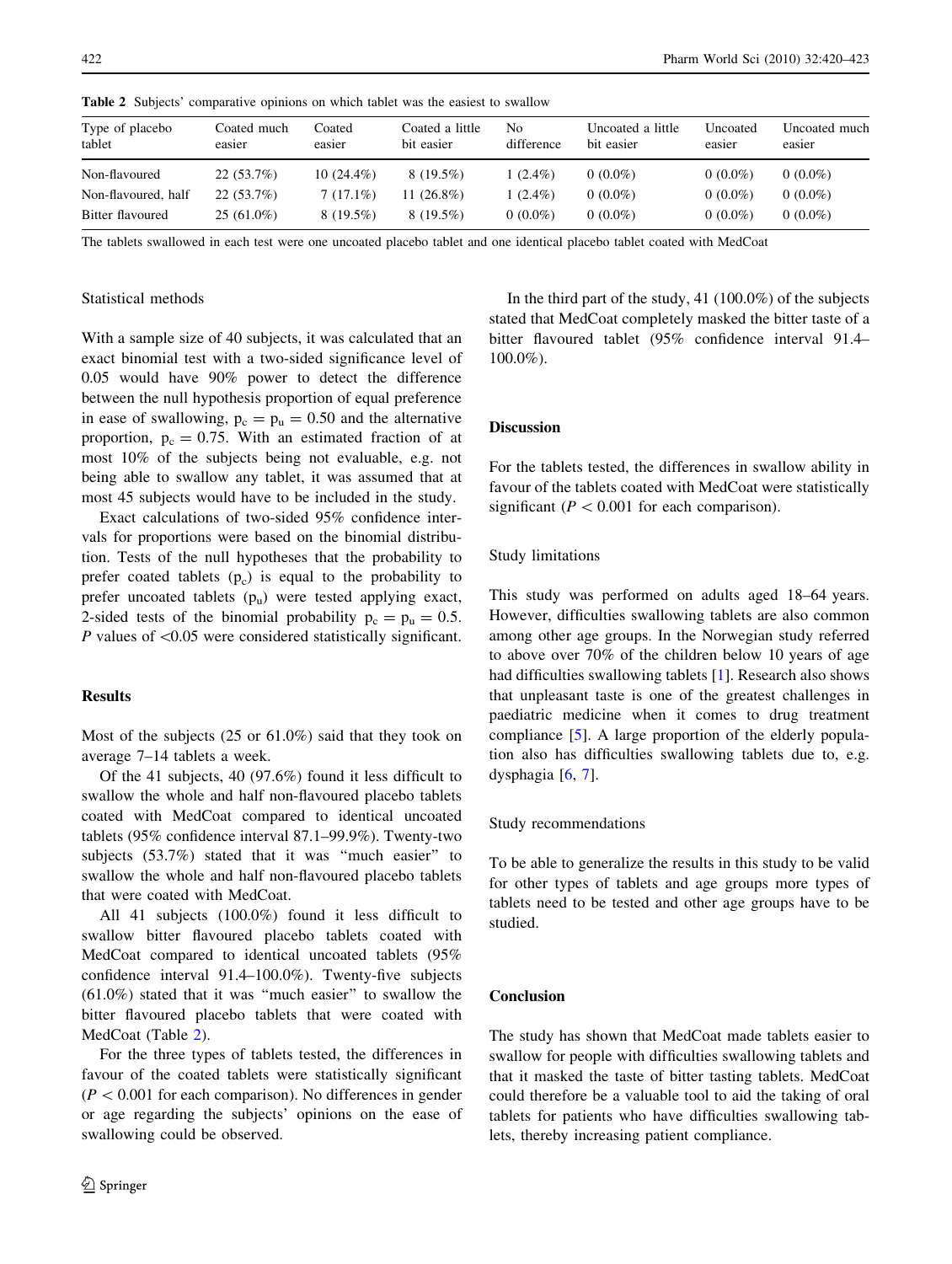**Table 2** Subjects' comparative opinions on which tablet was the easiest to swallow

| Type of placebo tablet | Coated much easier | Coated easier | Coated a little bit easier | No difference | Uncoated a little bit easier | Uncoated easier | Uncoated much easier |
|---|---|---|---|---|---|---|---|
| Non-flavoured | 22 (53.7%) | 10 (24.4%) | 8 (19.5%) | 1 (2.4%) | 0 (0.0%) | 0 (0.0%) | 0 (0.0%) |
| Non-flavoured, half | 22 (53.7%) | 7 (17.1%) | 11 (26.8%) | 1 (2.4%) | 0 (0.0%) | 0 (0.0%) | 0 (0.0%) |
| Bitter flavoured | 25 (61.0%) | 8 (19.5%) | 8 (19.5%) | 0 (0.0%) | 0 (0.0%) | 0 (0.0%) | 0 (0.0%) |

The tablets swallowed in each test were one uncoated placebo tablet and one identical placebo tablet coated with MedCoat

### Statistical methods

With a sample size of 40 subjects, it was calculated that an exact binomial test with a two-sided significance level of 0.05 would have 90% power to detect the difference between the null hypothesis proportion of equal preference in ease of swallowing, $p_c = p_u = 0.50$ and the alternative proportion, $p_c = 0.75$. With an estimated fraction of at most 10% of the subjects being not evaluable, e.g. not being able to swallow any tablet, it was assumed that at most 45 subjects would have to be included in the study.

Exact calculations of two-sided 95% confidence intervals for proportions were based on the binomial distribution. Tests of the null hypotheses that the probability to prefer coated tablets ($p_c$) is equal to the probability to prefer uncoated tablets ($p_u$) were tested applying exact, 2-sided tests of the binomial probability $p_c = p_u = 0.5$. *P* values of $<0.05$ were considered statistically significant.

## Results

Most of the subjects (25 or 61.0%) said that they took on average 7–14 tablets a week.

Of the 41 subjects, 40 (97.6%) found it less difficult to swallow the whole and half non-flavoured placebo tablets coated with MedCoat compared to identical uncoated tablets (95% confidence interval 87.1–99.9%). Twenty-two subjects (53.7%) stated that it was "much easier" to swallow the whole and half non-flavoured placebo tablets that were coated with MedCoat.

All 41 subjects (100.0%) found it less difficult to swallow bitter flavoured placebo tablets coated with MedCoat compared to identical uncoated tablets (95% confidence interval 91.4–100.0%). Twenty-five subjects (61.0%) stated that it was "much easier" to swallow the bitter flavoured placebo tablets that were coated with MedCoat (Table 2).

For the three types of tablets tested, the differences in favour of the coated tablets were statistically significant ($P < 0.001$ for each comparison). No differences in gender or age regarding the subjects' opinions on the ease of swallowing could be observed.

In the third part of the study, 41 (100.0%) of the subjects stated that MedCoat completely masked the bitter taste of a bitter flavoured tablet (95% confidence interval 91.4–100.0%).

## Discussion

For the tablets tested, the differences in swallow ability in favour of the tablets coated with MedCoat were statistically significant ($P < 0.001$ for each comparison).

### Study limitations

This study was performed on adults aged 18–64 years. However, difficulties swallowing tablets are also common among other age groups. In the Norwegian study referred to above over 70% of the children below 10 years of age had difficulties swallowing tablets [1]. Research also shows that unpleasant taste is one of the greatest challenges in paediatric medicine when it comes to drug treatment compliance [5]. A large proportion of the elderly population also has difficulties swallowing tablets due to, e.g. dysphagia [6, 7].

### Study recommendations

To be able to generalize the results in this study to be valid for other types of tablets and age groups more types of tablets need to be tested and other age groups have to be studied.

## Conclusion

The study has shown that MedCoat made tablets easier to swallow for people with difficulties swallowing tablets and that it masked the taste of bitter tasting tablets. MedCoat could therefore be a valuable tool to aid the taking of oral tablets for patients who have difficulties swallowing tablets, thereby increasing patient compliance.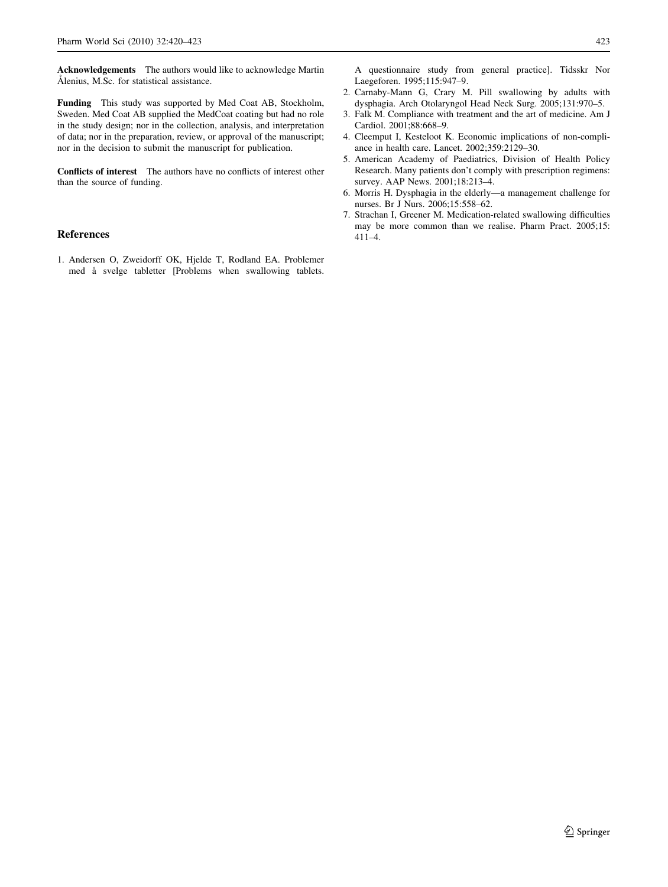**Acknowledgements** The authors would like to acknowledge Martin Ålenius, M.Sc. for statistical assistance.

**Funding** This study was supported by Med Coat AB, Stockholm, Sweden. Med Coat AB supplied the MedCoat coating but had no role in the study design; nor in the collection, analysis, and interpretation of data; nor in the preparation, review, or approval of the manuscript; nor in the decision to submit the manuscript for publication.

**Conflicts of interest** The authors have no conflicts of interest other than the source of funding.

## References

1. Andersen O, Zweidorff OK, Hjelde T, Rodland EA. Problemer med å svelge tabletter [Problems when swallowing tablets. A questionnaire study from general practice]. Tidsskr Nor Laegeforen. 1995;115:947–9.
2. Carnaby-Mann G, Crary M. Pill swallowing by adults with dysphagia. Arch Otolaryngol Head Neck Surg. 2005;131:970–5.
3. Falk M. Compliance with treatment and the art of medicine. Am J Cardiol. 2001;88:668–9.
4. Cleemput I, Kesteloot K. Economic implications of non-compliance in health care. Lancet. 2002;359:2129–30.
5. American Academy of Paediatrics, Division of Health Policy Research. Many patients don't comply with prescription regimens: survey. AAP News. 2001;18:213–4.
6. Morris H. Dysphagia in the elderly—a management challenge for nurses. Br J Nurs. 2006;15:558–62.
7. Strachan I, Greener M. Medication-related swallowing difficulties may be more common than we realise. Pharm Pract. 2005;15:411–4.